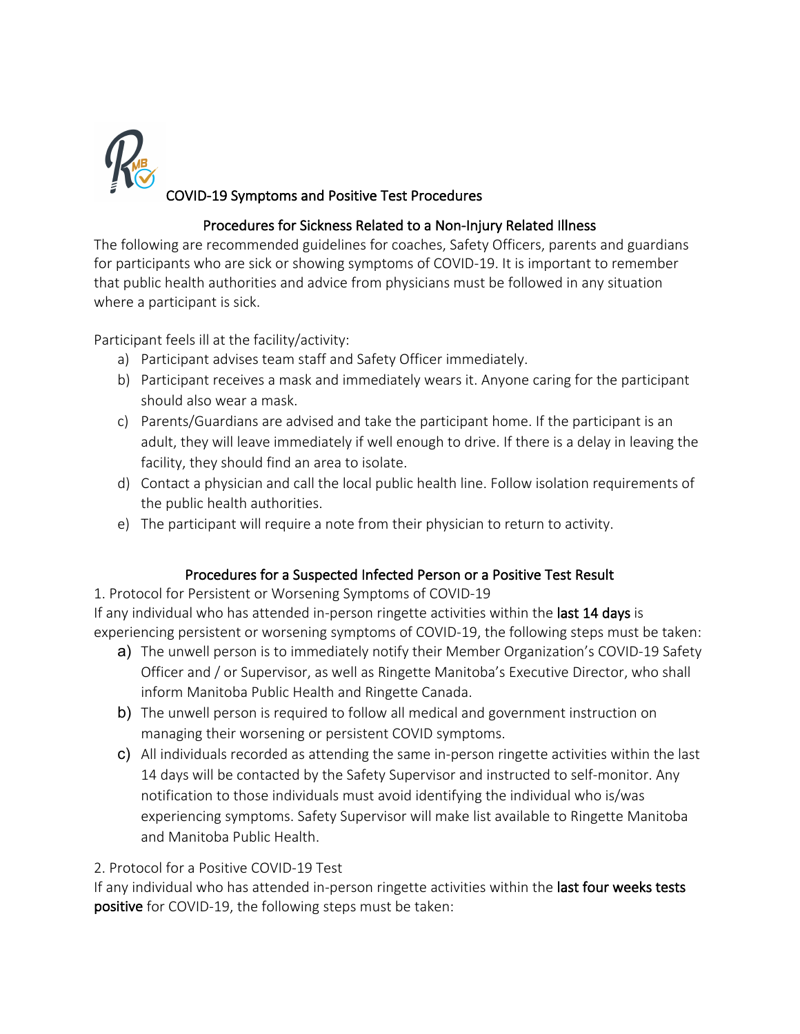# COVID-19 Symptoms and Positive Test Procedures

## Procedures for Sickness Related to a Non-Injury Related Illness

The following are recommended guidelines for coaches, Safety Officers, parents and guardians for participants who are sick or showing symptoms of COVID-19. It is important to remember that public health authorities and advice from physicians must be followed in any situation where a participant is sick.

Participant feels ill at the facility/activity:

a) Participant advises team staff and Safety Officer immediately.
b) Participant receives a mask and immediately wears it. Anyone caring for the participant should also wear a mask.
c) Parents/Guardians are advised and take the participant home. If the participant is an adult, they will leave immediately if well enough to drive. If there is a delay in leaving the facility, they should find an area to isolate.
d) Contact a physician and call the local public health line. Follow isolation requirements of the public health authorities.
e) The participant will require a note from their physician to return to activity.

## Procedures for a Suspected Infected Person or a Positive Test Result

1. Protocol for Persistent or Worsening Symptoms of COVID-19

If any individual who has attended in-person ringette activities within the **last 14 days** is experiencing persistent or worsening symptoms of COVID-19, the following steps must be taken:

a) The unwell person is to immediately notify their Member Organization's COVID-19 Safety Officer and / or Supervisor, as well as Ringette Manitoba's Executive Director, who shall inform Manitoba Public Health and Ringette Canada.
b) The unwell person is required to follow all medical and government instruction on managing their worsening or persistent COVID symptoms.
c) All individuals recorded as attending the same in-person ringette activities within the last 14 days will be contacted by the Safety Supervisor and instructed to self-monitor. Any notification to those individuals must avoid identifying the individual who is/was experiencing symptoms. Safety Supervisor will make list available to Ringette Manitoba and Manitoba Public Health.

2. Protocol for a Positive COVID-19 Test

If any individual who has attended in-person ringette activities within the **last four weeks tests positive** for COVID-19, the following steps must be taken: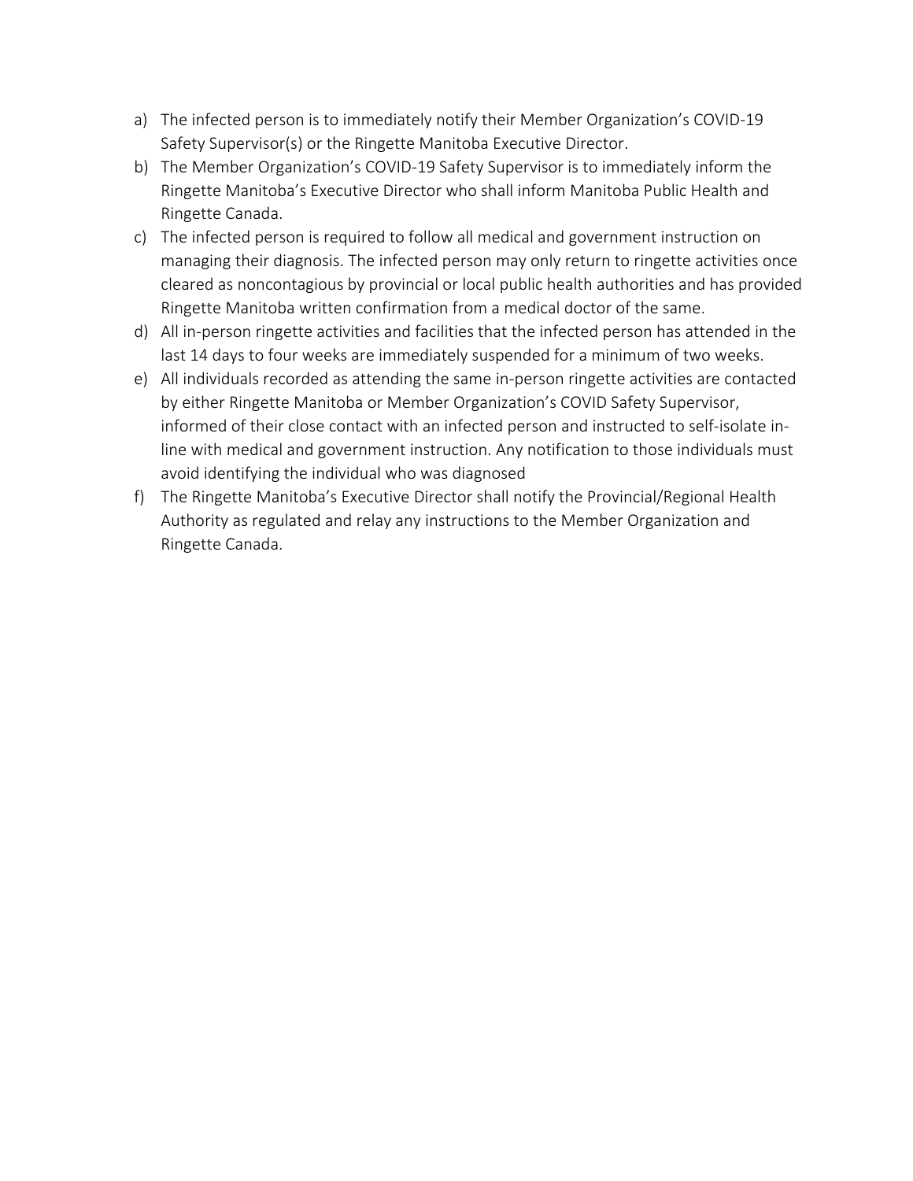a) The infected person is to immediately notify their Member Organization's COVID-19 Safety Supervisor(s) or the Ringette Manitoba Executive Director.
b) The Member Organization's COVID-19 Safety Supervisor is to immediately inform the Ringette Manitoba's Executive Director who shall inform Manitoba Public Health and Ringette Canada.
c) The infected person is required to follow all medical and government instruction on managing their diagnosis. The infected person may only return to ringette activities once cleared as noncontagious by provincial or local public health authorities and has provided Ringette Manitoba written confirmation from a medical doctor of the same.
d) All in-person ringette activities and facilities that the infected person has attended in the last 14 days to four weeks are immediately suspended for a minimum of two weeks.
e) All individuals recorded as attending the same in-person ringette activities are contacted by either Ringette Manitoba or Member Organization's COVID Safety Supervisor, informed of their close contact with an infected person and instructed to self-isolate in-line with medical and government instruction. Any notification to those individuals must avoid identifying the individual who was diagnosed
f) The Ringette Manitoba's Executive Director shall notify the Provincial/Regional Health Authority as regulated and relay any instructions to the Member Organization and Ringette Canada.